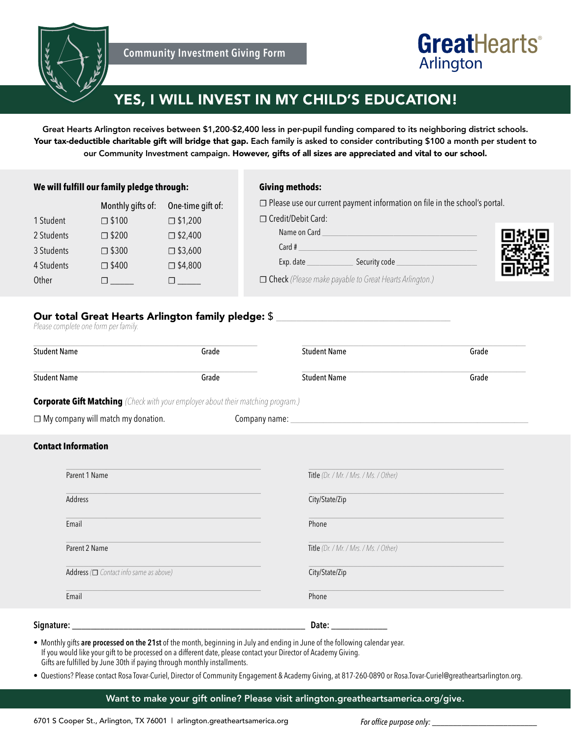Community Investment Giving Form

**GreatHearts** Arlington

# YES, I WILL INVEST IN MY CHILD'S EDUCATION!

Great Hearts Arlington receives between $1,200-$2,400 less in per-pupil funding compared to its neighboring district schools. **Your tax-deductible charitable gift will bridge that gap.** Each family is asked to consider contributing $100 a month per student to our Community Investment campaign. **However, gifts of all sizes are appreciated and vital to our school.**

**We will fulfill our family pledge through:**

| | Monthly gifts of: | One-time gift of: |
|---|---|---|
| 1 Student | ☐ $100 | ☐ $1,200 |
| 2 Students | ☐ $200 | ☐ $2,400 |
| 3 Students | ☐ $300 | ☐ $3,600 |
| 4 Students | ☐ $400 | ☐ $4,800 |
| Other | ☐ ______ | ☐ ______ |

**Giving methods:**

☐ Please use our current payment information on file in the school's portal.

☐ Credit/Debit Card:

Name on Card ______________________________

Card # ______________________________

Exp. date ____________ Security code ____________________

☐ Check *(Please make payable to Great Hearts Arlington.)*

**Our total Great Hearts Arlington family pledge:** $ ______________________________

*Please complete one form per family.*

| Student Name | Grade | Student Name | Grade |
|---|---|---|---|
| Student Name | Grade | Student Name | Grade |

**Corporate Gift Matching** *(Check with your employer about their matching program.)*

☐ My company will match my donation. Company name: ______________________________

**Contact Information**

| | |
|---|---|
| Parent 1 Name | Title *(Dr. / Mr. / Mrs. / Ms. / Other)* |
| Address | City/State/Zip |
| Email | Phone |
| Parent 2 Name | Title *(Dr. / Mr. / Mrs. / Ms. / Other)* |
| Address (☐ *Contact info same as above*) | City/State/Zip |
| Email | Phone |

**Signature:** ______________________________ **Date:** ____________

- Monthly gifts **are processed on the 21st** of the month, beginning in July and ending in June of the following calendar year. If you would like your gift to be processed on a different date, please contact your Director of Academy Giving. Gifts are fulfilled by June 30th if paying through monthly installments.
- Questions? Please contact Rosa Tovar-Curiel, Director of Community Engagement & Academy Giving, at 817-260-0890 or Rosa.Tovar-Curiel@greatheartsarlington.org.

Want to make your gift online? Please visit arlington.greatheartsamerica.org/give.

6701 S Cooper St., Arlington, TX 76001 | arlington.greatheartsamerica.org

*For office purpose only:* ______________________________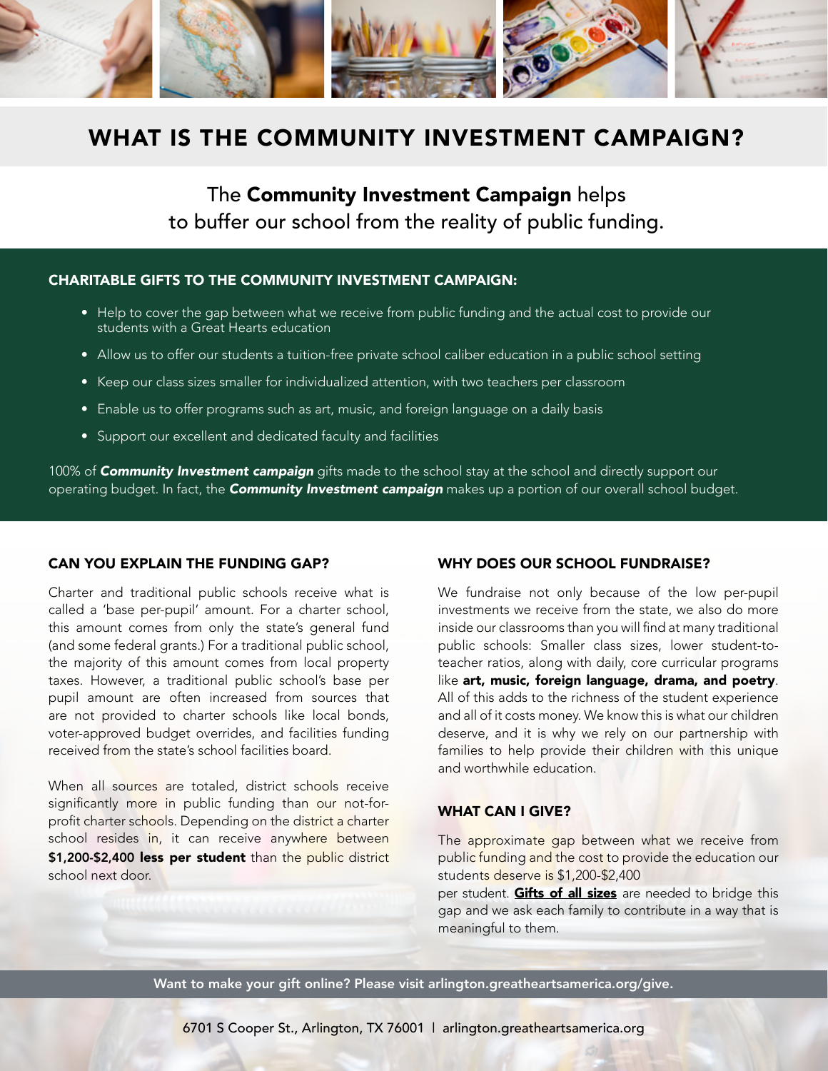# WHAT IS THE COMMUNITY INVESTMENT CAMPAIGN?

The **Community Investment Campaign** helps to buffer our school from the reality of public funding.

## CHARITABLE GIFTS TO THE COMMUNITY INVESTMENT CAMPAIGN:

- Help to cover the gap between what we receive from public funding and the actual cost to provide our students with a Great Hearts education
- Allow us to offer our students a tuition-free private school caliber education in a public school setting
- Keep our class sizes smaller for individualized attention, with two teachers per classroom
- Enable us to offer programs such as art, music, and foreign language on a daily basis
- Support our excellent and dedicated faculty and facilities

100% of ***Community Investment campaign*** gifts made to the school stay at the school and directly support our operating budget. In fact, the ***Community Investment campaign*** makes up a portion of our overall school budget.

## CAN YOU EXPLAIN THE FUNDING GAP?

Charter and traditional public schools receive what is called a 'base per-pupil' amount. For a charter school, this amount comes from only the state's general fund (and some federal grants.) For a traditional public school, the majority of this amount comes from local property taxes. However, a traditional public school's base per pupil amount are often increased from sources that are not provided to charter schools like local bonds, voter-approved budget overrides, and facilities funding received from the state's school facilities board.

When all sources are totaled, district schools receive significantly more in public funding than our not-for-profit charter schools. Depending on the district a charter school resides in, it can receive anywhere between **$1,200-$2,400 less per student** than the public district school next door.

## WHY DOES OUR SCHOOL FUNDRAISE?

We fundraise not only because of the low per-pupil investments we receive from the state, we also do more inside our classrooms than you will find at many traditional public schools: Smaller class sizes, lower student-to-teacher ratios, along with daily, core curricular programs like **art, music, foreign language, drama, and poetry**. All of this adds to the richness of the student experience and all of it costs money. We know this is what our children deserve, and it is why we rely on our partnership with families to help provide their children with this unique and worthwhile education.

## WHAT CAN I GIVE?

The approximate gap between what we receive from public funding and the cost to provide the education our students deserve is $1,200-$2,400 per student. **Gifts of all sizes** are needed to bridge this gap and we ask each family to contribute in a way that is meaningful to them.

**Want to make your gift online? Please visit arlington.greatheartsamerica.org/give.**

6701 S Cooper St., Arlington, TX 76001 | arlington.greatheartsamerica.org